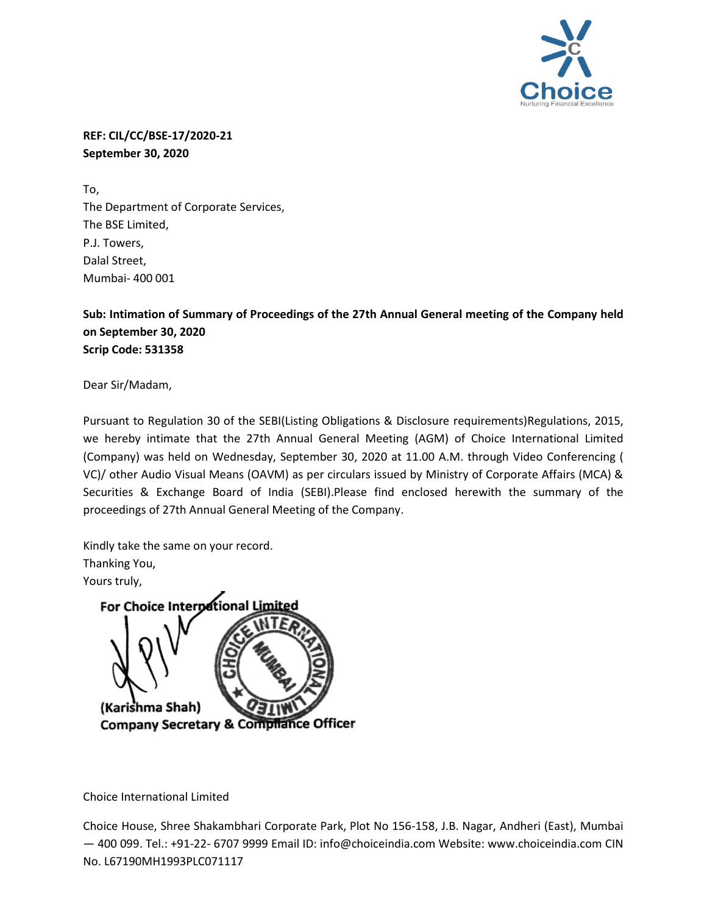**REF: CIL/CC/BSE-17/2020-21**
**September 30, 2020**

To,
The Department of Corporate Services,
The BSE Limited,
P.J. Towers,
Dalal Street,
Mumbai- 400 001

**Sub: Intimation of Summary of Proceedings of the 27th Annual General meeting of the Company held on September 30, 2020**
**Scrip Code: 531358**

Dear Sir/Madam,

Pursuant to Regulation 30 of the SEBI(Listing Obligations & Disclosure requirements)Regulations, 2015, we hereby intimate that the 27th Annual General Meeting (AGM) of Choice International Limited (Company) was held on Wednesday, September 30, 2020 at 11.00 A.M. through Video Conferencing ( VC)/ other Audio Visual Means (OAVM) as per circulars issued by Ministry of Corporate Affairs (MCA) & Securities & Exchange Board of India (SEBI).Please find enclosed herewith the summary of the proceedings of 27th Annual General Meeting of the Company.

Kindly take the same on your record.
Thanking You,
Yours truly,

**For Choice International Limited**

**(Karishma Shah)**
**Company Secretary & Compliance Officer**

Choice International Limited

Choice House, Shree Shakambhari Corporate Park, Plot No 156-158, J.B. Nagar, Andheri (East), Mumbai — 400 099. Tel.: +91-22- 6707 9999 Email ID: info@choiceindia.com Website: www.choiceindia.com CIN No. L67190MH1993PLC071117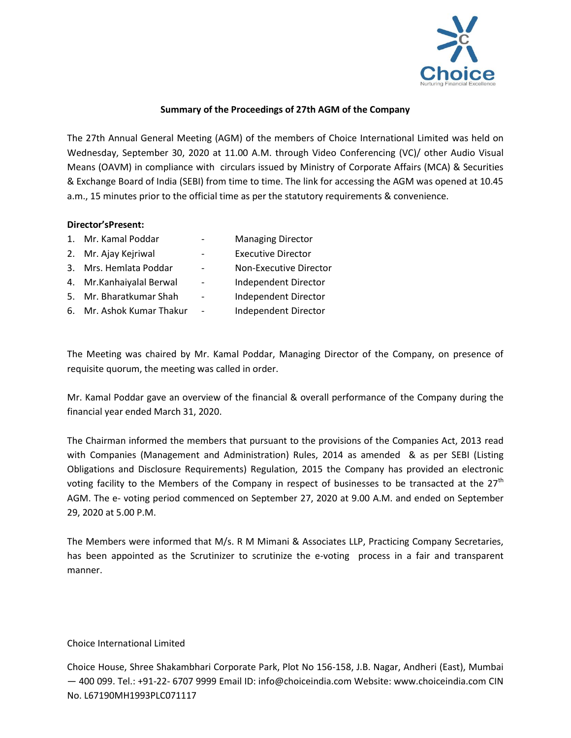**Summary of the Proceedings of 27th AGM of the Company**

The 27th Annual General Meeting (AGM) of the members of Choice International Limited was held on Wednesday, September 30, 2020 at 11.00 A.M. through Video Conferencing (VC)/ other Audio Visual Means (OAVM) in compliance with circulars issued by Ministry of Corporate Affairs (MCA) & Securities & Exchange Board of India (SEBI) from time to time. The link for accessing the AGM was opened at 10.45 a.m., 15 minutes prior to the official time as per the statutory requirements & convenience.

**Director'sPresent:**

1. Mr. Kamal Poddar - Managing Director
2. Mr. Ajay Kejriwal - Executive Director
3. Mrs. Hemlata Poddar - Non-Executive Director
4. Mr.Kanhaiyalal Berwal - Independent Director
5. Mr. Bharatkumar Shah - Independent Director
6. Mr. Ashok Kumar Thakur - Independent Director

The Meeting was chaired by Mr. Kamal Poddar, Managing Director of the Company, on presence of requisite quorum, the meeting was called in order.

Mr. Kamal Poddar gave an overview of the financial & overall performance of the Company during the financial year ended March 31, 2020.

The Chairman informed the members that pursuant to the provisions of the Companies Act, 2013 read with Companies (Management and Administration) Rules, 2014 as amended & as per SEBI (Listing Obligations and Disclosure Requirements) Regulation, 2015 the Company has provided an electronic voting facility to the Members of the Company in respect of businesses to be transacted at the 27th AGM. The e- voting period commenced on September 27, 2020 at 9.00 A.M. and ended on September 29, 2020 at 5.00 P.M.

The Members were informed that M/s. R M Mimani & Associates LLP, Practicing Company Secretaries, has been appointed as the Scrutinizer to scrutinize the e-voting process in a fair and transparent manner.

Choice International Limited

Choice House, Shree Shakambhari Corporate Park, Plot No 156-158, J.B. Nagar, Andheri (East), Mumbai — 400 099. Tel.: +91-22- 6707 9999 Email ID: info@choiceindia.com Website: www.choiceindia.com CIN No. L67190MH1993PLC071117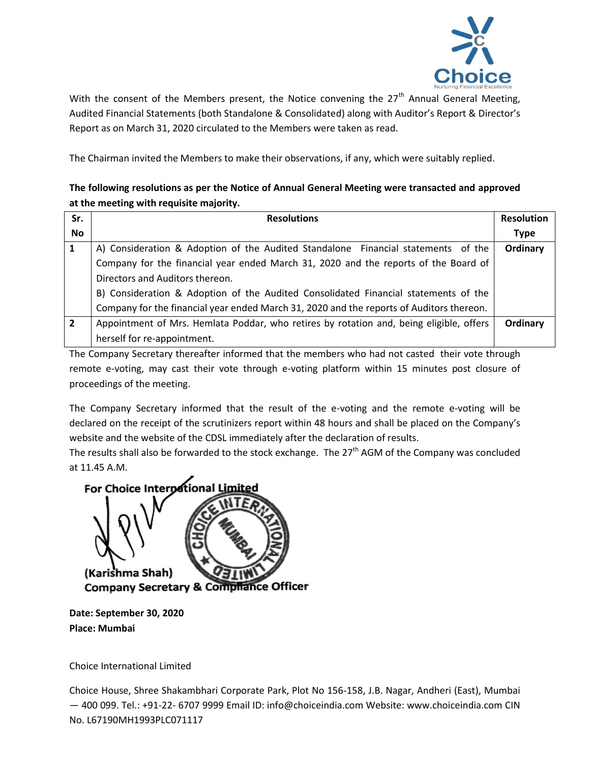With the consent of the Members present, the Notice convening the 27th Annual General Meeting, Audited Financial Statements (both Standalone & Consolidated) along with Auditor's Report & Director's Report as on March 31, 2020 circulated to the Members were taken as read.

The Chairman invited the Members to make their observations, if any, which were suitably replied.

**The following resolutions as per the Notice of Annual General Meeting were transacted and approved at the meeting with requisite majority.**

| Sr. No | Resolutions | Resolution Type |
|---|---|---|
| 1 | A) Consideration & Adoption of the Audited Standalone Financial statements of the Company for the financial year ended March 31, 2020 and the reports of the Board of Directors and Auditors thereon.<br>B) Consideration & Adoption of the Audited Consolidated Financial statements of the Company for the financial year ended March 31, 2020 and the reports of Auditors thereon. | Ordinary |
| 2 | Appointment of Mrs. Hemlata Poddar, who retires by rotation and, being eligible, offers herself for re-appointment. | Ordinary |

The Company Secretary thereafter informed that the members who had not casted their vote through remote e-voting, may cast their vote through e-voting platform within 15 minutes post closure of proceedings of the meeting.

The Company Secretary informed that the result of the e-voting and the remote e-voting will be declared on the receipt of the scrutinizers report within 48 hours and shall be placed on the Company's website and the website of the CDSL immediately after the declaration of results.

The results shall also be forwarded to the stock exchange. The 27th AGM of the Company was concluded at 11.45 A.M.

**For Choice International Limited**

**(Karishma Shah)**
**Company Secretary & Compliance Officer**

**Date: September 30, 2020**
**Place: Mumbai**

Choice International Limited

Choice House, Shree Shakambhari Corporate Park, Plot No 156-158, J.B. Nagar, Andheri (East), Mumbai — 400 099. Tel.: +91-22- 6707 9999 Email ID: info@choiceindia.com Website: www.choiceindia.com CIN No. L67190MH1993PLC071117